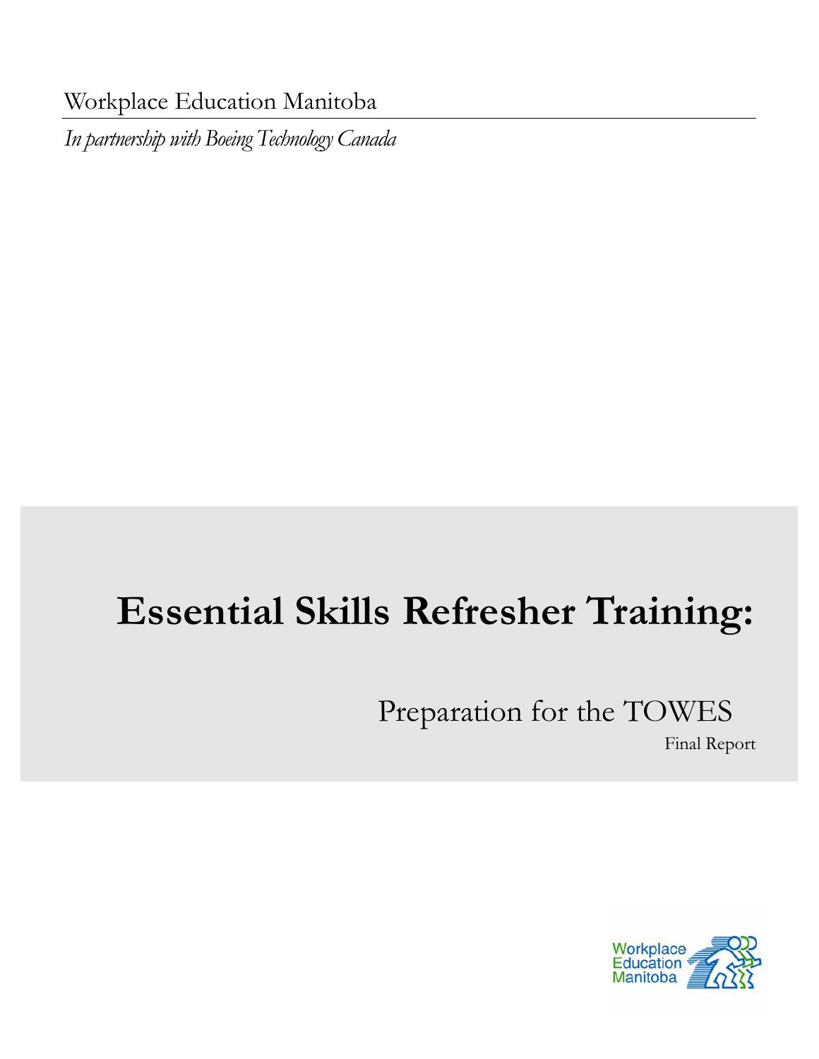Workplace Education Manitoba

*In partnership with Boeing Technology Canada*

# Essential Skills Refresher Training:

## Preparation for the TOWES

Final Report

Workplace Education Manitoba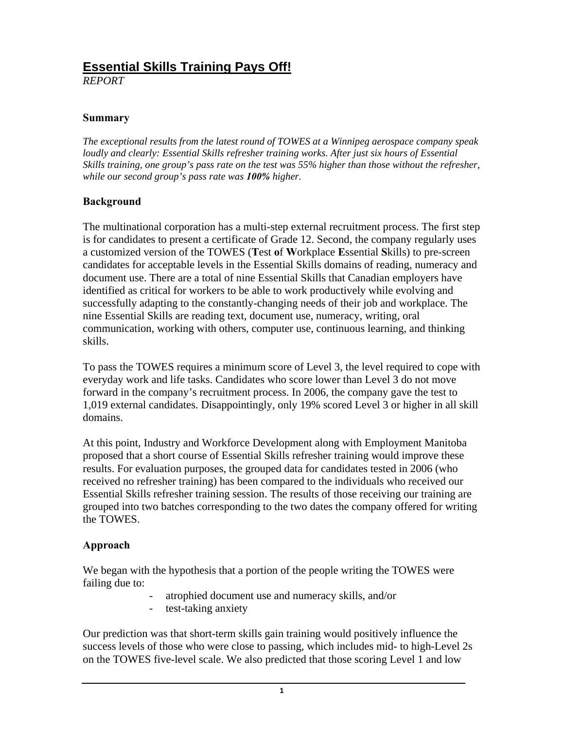# Essential Skills Training Pays Off!

*REPORT*

### Summary

*The exceptional results from the latest round of TOWES at a Winnipeg aerospace company speak loudly and clearly: Essential Skills refresher training works. After just six hours of Essential Skills training, one group's pass rate on the test was 55% higher than those without the refresher, while our second group's pass rate was **100%** higher.*

### Background

The multinational corporation has a multi-step external recruitment process. The first step is for candidates to present a certificate of Grade 12. Second, the company regularly uses a customized version of the TOWES (**T**est **o**f **W**orkplace **E**ssential **S**kills) to pre-screen candidates for acceptable levels in the Essential Skills domains of reading, numeracy and document use. There are a total of nine Essential Skills that Canadian employers have identified as critical for workers to be able to work productively while evolving and successfully adapting to the constantly-changing needs of their job and workplace. The nine Essential Skills are reading text, document use, numeracy, writing, oral communication, working with others, computer use, continuous learning, and thinking skills.

To pass the TOWES requires a minimum score of Level 3, the level required to cope with everyday work and life tasks. Candidates who score lower than Level 3 do not move forward in the company's recruitment process. In 2006, the company gave the test to 1,019 external candidates. Disappointingly, only 19% scored Level 3 or higher in all skill domains.

At this point, Industry and Workforce Development along with Employment Manitoba proposed that a short course of Essential Skills refresher training would improve these results. For evaluation purposes, the grouped data for candidates tested in 2006 (who received no refresher training) has been compared to the individuals who received our Essential Skills refresher training session. The results of those receiving our training are grouped into two batches corresponding to the two dates the company offered for writing the TOWES.

### Approach

We began with the hypothesis that a portion of the people writing the TOWES were failing due to:

- atrophied document use and numeracy skills, and/or
- test-taking anxiety

Our prediction was that short-term skills gain training would positively influence the success levels of those who were close to passing, which includes mid- to high-Level 2s on the TOWES five-level scale. We also predicted that those scoring Level 1 and low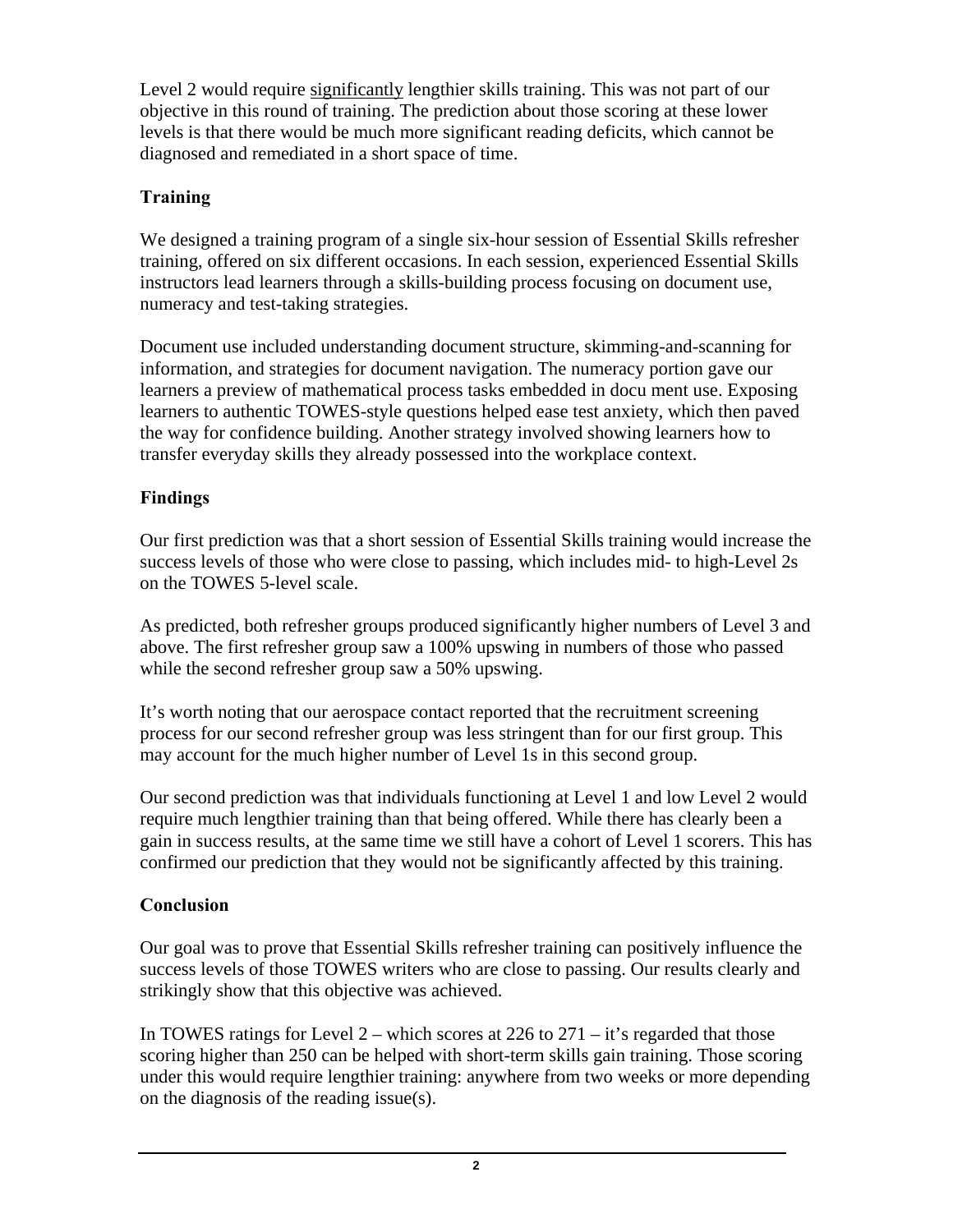Level 2 would require significantly lengthier skills training. This was not part of our objective in this round of training. The prediction about those scoring at these lower levels is that there would be much more significant reading deficits, which cannot be diagnosed and remediated in a short space of time.

## Training

We designed a training program of a single six-hour session of Essential Skills refresher training, offered on six different occasions. In each session, experienced Essential Skills instructors lead learners through a skills-building process focusing on document use, numeracy and test-taking strategies.

Document use included understanding document structure, skimming-and-scanning for information, and strategies for document navigation. The numeracy portion gave our learners a preview of mathematical process tasks embedded in docu ment use. Exposing learners to authentic TOWES-style questions helped ease test anxiety, which then paved the way for confidence building. Another strategy involved showing learners how to transfer everyday skills they already possessed into the workplace context.

## Findings

Our first prediction was that a short session of Essential Skills training would increase the success levels of those who were close to passing, which includes mid- to high-Level 2s on the TOWES 5-level scale.

As predicted, both refresher groups produced significantly higher numbers of Level 3 and above. The first refresher group saw a 100% upswing in numbers of those who passed while the second refresher group saw a 50% upswing.

It's worth noting that our aerospace contact reported that the recruitment screening process for our second refresher group was less stringent than for our first group. This may account for the much higher number of Level 1s in this second group.

Our second prediction was that individuals functioning at Level 1 and low Level 2 would require much lengthier training than that being offered. While there has clearly been a gain in success results, at the same time we still have a cohort of Level 1 scorers. This has confirmed our prediction that they would not be significantly affected by this training.

## Conclusion

Our goal was to prove that Essential Skills refresher training can positively influence the success levels of those TOWES writers who are close to passing. Our results clearly and strikingly show that this objective was achieved.

In TOWES ratings for Level 2 – which scores at 226 to 271 – it's regarded that those scoring higher than 250 can be helped with short-term skills gain training. Those scoring under this would require lengthier training: anywhere from two weeks or more depending on the diagnosis of the reading issue(s).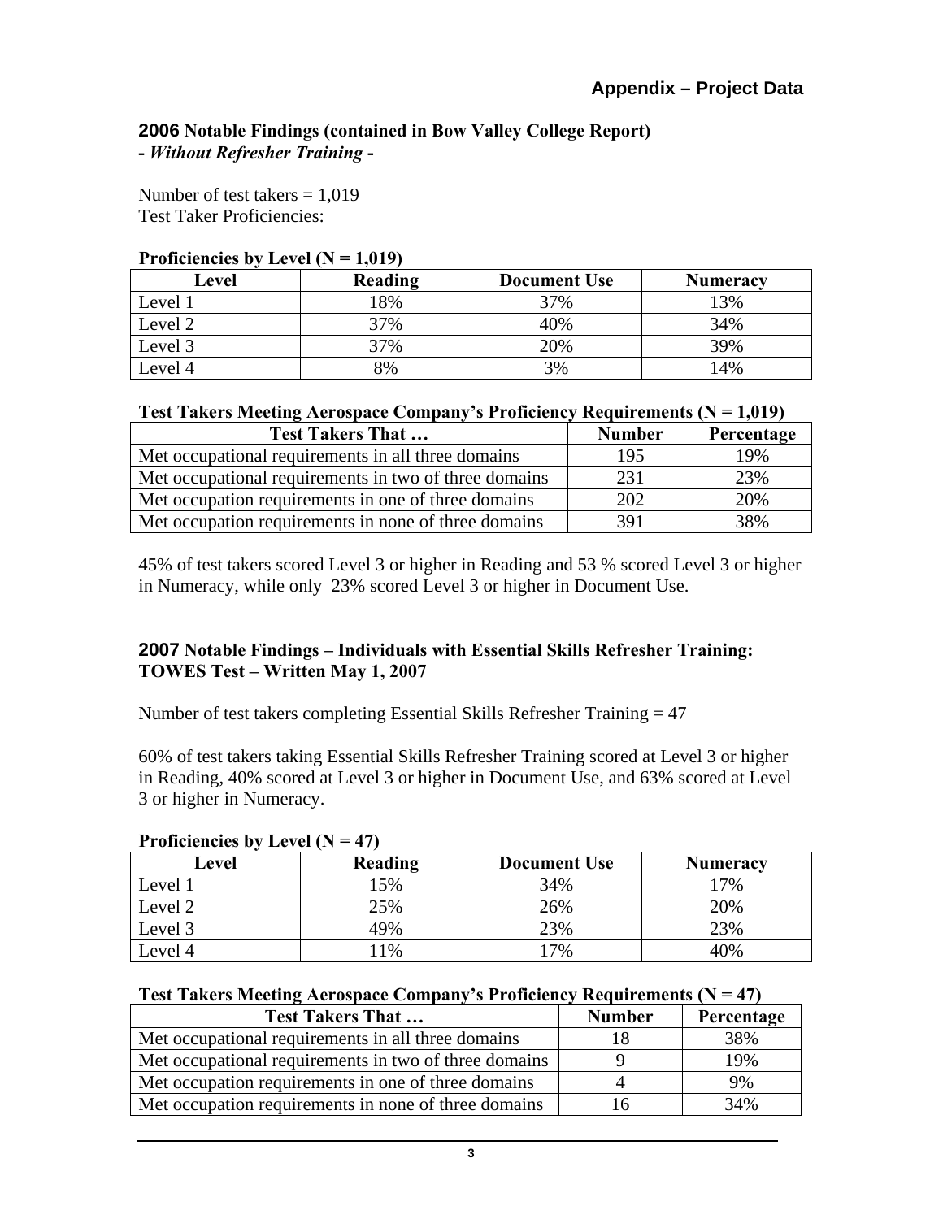## Appendix – Project Data

**2006 Notable Findings (contained in Bow Valley College Report)**
**- *Without Refresher Training* -**

Number of test takers = 1,019
Test Taker Proficiencies:

**Proficiencies by Level (N = 1,019)**

| Level | Reading | Document Use | Numeracy |
|---|---|---|---|
| Level 1 | 18% | 37% | 13% |
| Level 2 | 37% | 40% | 34% |
| Level 3 | 37% | 20% | 39% |
| Level 4 | 8% | 3% | 14% |

**Test Takers Meeting Aerospace Company's Proficiency Requirements (N = 1,019)**

| Test Takers That … | Number | Percentage |
|---|---|---|
| Met occupational requirements in all three domains | 195 | 19% |
| Met occupational requirements in two of three domains | 231 | 23% |
| Met occupation requirements in one of three domains | 202 | 20% |
| Met occupation requirements in none of three domains | 391 | 38% |

45% of test takers scored Level 3 or higher in Reading and 53 % scored Level 3 or higher in Numeracy, while only 23% scored Level 3 or higher in Document Use.

**2007 Notable Findings – Individuals with Essential Skills Refresher Training: TOWES Test – Written May 1, 2007**

Number of test takers completing Essential Skills Refresher Training = 47

60% of test takers taking Essential Skills Refresher Training scored at Level 3 or higher in Reading, 40% scored at Level 3 or higher in Document Use, and 63% scored at Level 3 or higher in Numeracy.

**Proficiencies by Level (N = 47)**

| Level | Reading | Document Use | Numeracy |
|---|---|---|---|
| Level 1 | 15% | 34% | 17% |
| Level 2 | 25% | 26% | 20% |
| Level 3 | 49% | 23% | 23% |
| Level 4 | 11% | 17% | 40% |

**Test Takers Meeting Aerospace Company's Proficiency Requirements (N = 47)**

| Test Takers That … | Number | Percentage |
|---|---|---|
| Met occupational requirements in all three domains | 18 | 38% |
| Met occupational requirements in two of three domains | 9 | 19% |
| Met occupation requirements in one of three domains | 4 | 9% |
| Met occupation requirements in none of three domains | 16 | 34% |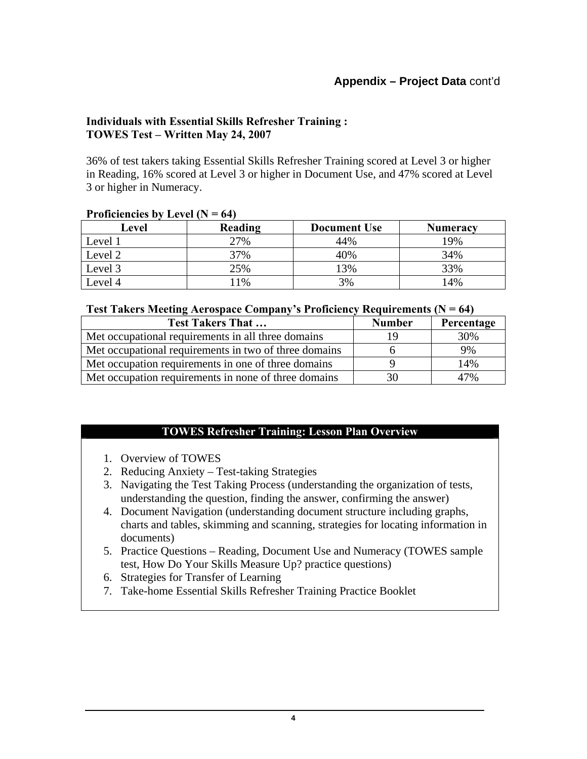## Appendix – Project Data cont'd

**Individuals with Essential Skills Refresher Training :**
**TOWES Test – Written May 24, 2007**

36% of test takers taking Essential Skills Refresher Training scored at Level 3 or higher in Reading, 16% scored at Level 3 or higher in Document Use, and 47% scored at Level 3 or higher in Numeracy.

**Proficiencies by Level (N = 64)**

| Level | Reading | Document Use | Numeracy |
|---|---|---|---|
| Level 1 | 27% | 44% | 19% |
| Level 2 | 37% | 40% | 34% |
| Level 3 | 25% | 13% | 33% |
| Level 4 | 11% | 3% | 14% |

**Test Takers Meeting Aerospace Company's Proficiency Requirements (N = 64)**

| Test Takers That … | Number | Percentage |
|---|---|---|
| Met occupational requirements in all three domains | 19 | 30% |
| Met occupational requirements in two of three domains | 6 | 9% |
| Met occupation requirements in one of three domains | 9 | 14% |
| Met occupation requirements in none of three domains | 30 | 47% |

**TOWES Refresher Training: Lesson Plan Overview**

1. Overview of TOWES
2. Reducing Anxiety – Test-taking Strategies
3. Navigating the Test Taking Process (understanding the organization of tests, understanding the question, finding the answer, confirming the answer)
4. Document Navigation (understanding document structure including graphs, charts and tables, skimming and scanning, strategies for locating information in documents)
5. Practice Questions – Reading, Document Use and Numeracy (TOWES sample test, How Do Your Skills Measure Up? practice questions)
6. Strategies for Transfer of Learning
7. Take-home Essential Skills Refresher Training Practice Booklet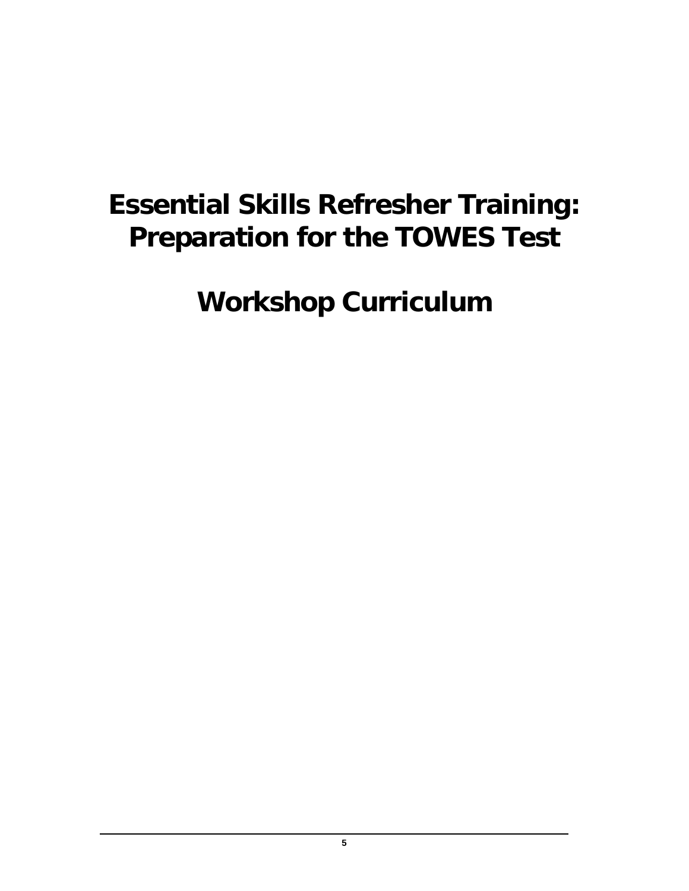# Essential Skills Refresher Training: Preparation for the TOWES Test

# Workshop Curriculum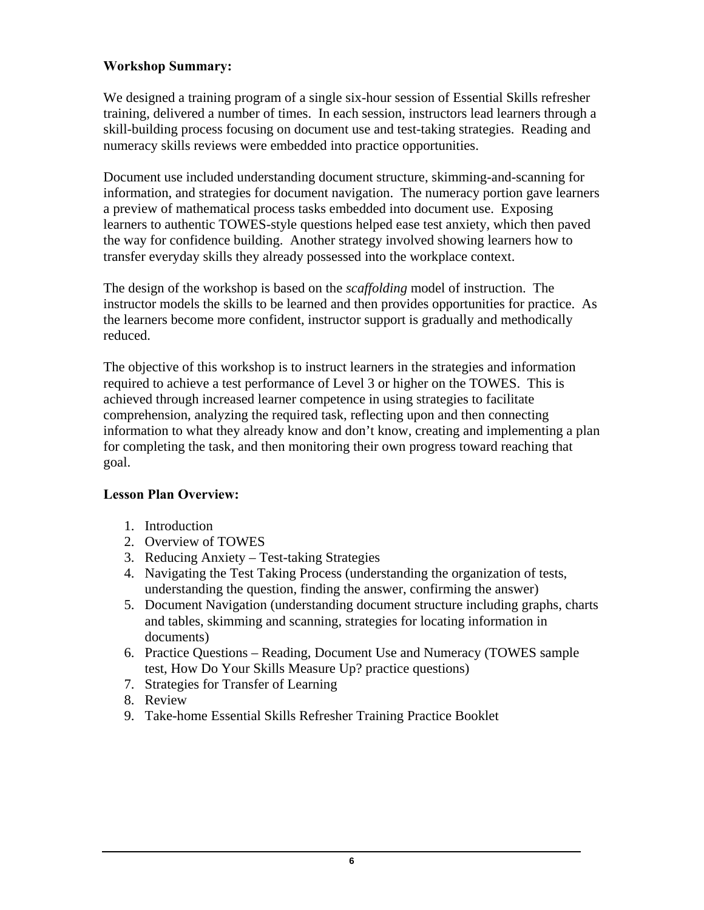**Workshop Summary:**

We designed a training program of a single six-hour session of Essential Skills refresher training, delivered a number of times. In each session, instructors lead learners through a skill-building process focusing on document use and test-taking strategies. Reading and numeracy skills reviews were embedded into practice opportunities.

Document use included understanding document structure, skimming-and-scanning for information, and strategies for document navigation. The numeracy portion gave learners a preview of mathematical process tasks embedded into document use. Exposing learners to authentic TOWES-style questions helped ease test anxiety, which then paved the way for confidence building. Another strategy involved showing learners how to transfer everyday skills they already possessed into the workplace context.

The design of the workshop is based on the *scaffolding* model of instruction. The instructor models the skills to be learned and then provides opportunities for practice. As the learners become more confident, instructor support is gradually and methodically reduced.

The objective of this workshop is to instruct learners in the strategies and information required to achieve a test performance of Level 3 or higher on the TOWES. This is achieved through increased learner competence in using strategies to facilitate comprehension, analyzing the required task, reflecting upon and then connecting information to what they already know and don't know, creating and implementing a plan for completing the task, and then monitoring their own progress toward reaching that goal.

**Lesson Plan Overview:**

1. Introduction
2. Overview of TOWES
3. Reducing Anxiety – Test-taking Strategies
4. Navigating the Test Taking Process (understanding the organization of tests, understanding the question, finding the answer, confirming the answer)
5. Document Navigation (understanding document structure including graphs, charts and tables, skimming and scanning, strategies for locating information in documents)
6. Practice Questions – Reading, Document Use and Numeracy (TOWES sample test, How Do Your Skills Measure Up? practice questions)
7. Strategies for Transfer of Learning
8. Review
9. Take-home Essential Skills Refresher Training Practice Booklet